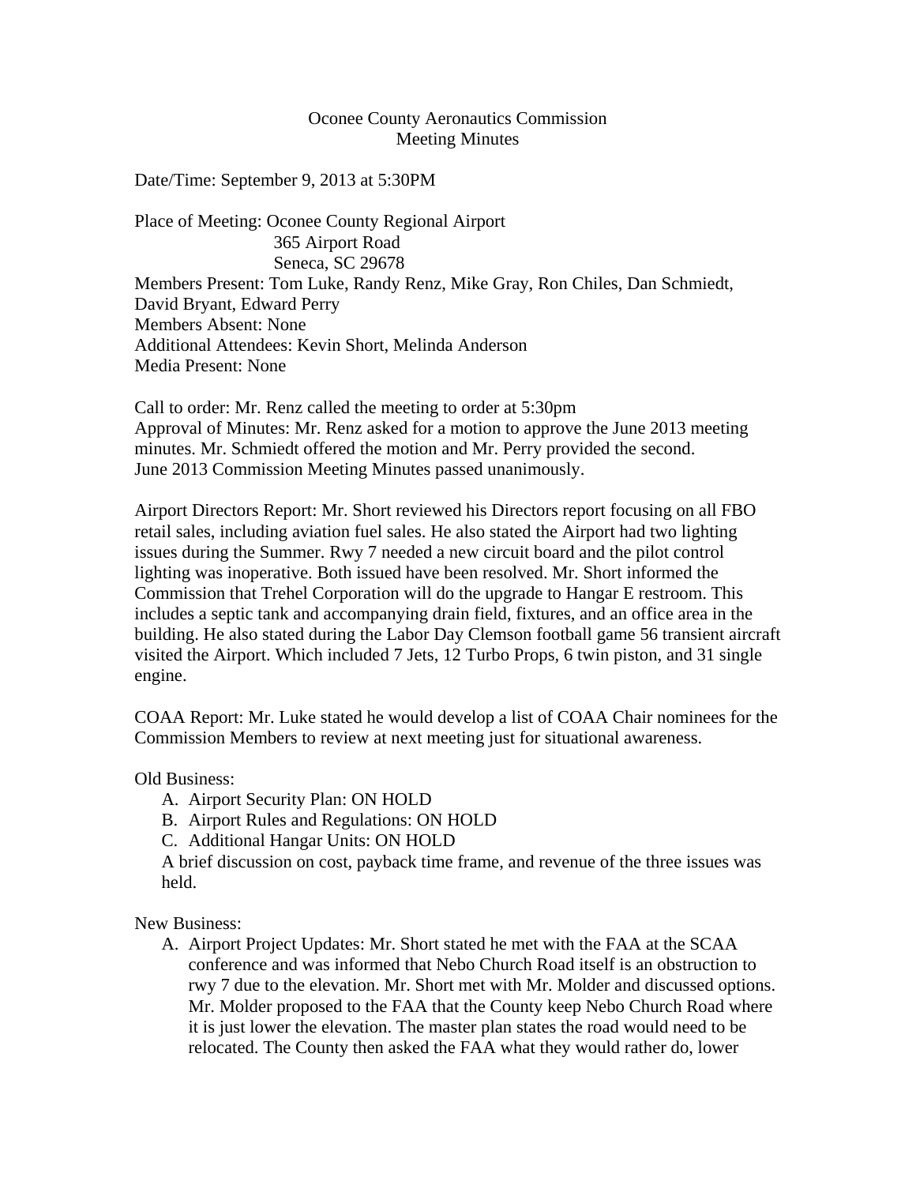Oconee County Aeronautics Commission
Meeting Minutes

Date/Time: September 9, 2013 at 5:30PM

Place of Meeting: Oconee County Regional Airport
365 Airport Road
Seneca, SC 29678

Members Present: Tom Luke, Randy Renz, Mike Gray, Ron Chiles, Dan Schmiedt, David Bryant, Edward Perry
Members Absent: None
Additional Attendees: Kevin Short, Melinda Anderson
Media Present: None

Call to order: Mr. Renz called the meeting to order at 5:30pm
Approval of Minutes: Mr. Renz asked for a motion to approve the June 2013 meeting minutes. Mr. Schmiedt offered the motion and Mr. Perry provided the second. June 2013 Commission Meeting Minutes passed unanimously.

Airport Directors Report: Mr. Short reviewed his Directors report focusing on all FBO retail sales, including aviation fuel sales. He also stated the Airport had two lighting issues during the Summer. Rwy 7 needed a new circuit board and the pilot control lighting was inoperative. Both issued have been resolved. Mr. Short informed the Commission that Trehel Corporation will do the upgrade to Hangar E restroom. This includes a septic tank and accompanying drain field, fixtures, and an office area in the building. He also stated during the Labor Day Clemson football game 56 transient aircraft visited the Airport. Which included 7 Jets, 12 Turbo Props, 6 twin piston, and 31 single engine.

COAA Report: Mr. Luke stated he would develop a list of COAA Chair nominees for the Commission Members to review at next meeting just for situational awareness.

Old Business:

A. Airport Security Plan: ON HOLD
B. Airport Rules and Regulations: ON HOLD
C. Additional Hangar Units: ON HOLD

A brief discussion on cost, payback time frame, and revenue of the three issues was held.

New Business:

A. Airport Project Updates: Mr. Short stated he met with the FAA at the SCAA conference and was informed that Nebo Church Road itself is an obstruction to rwy 7 due to the elevation. Mr. Short met with Mr. Molder and discussed options. Mr. Molder proposed to the FAA that the County keep Nebo Church Road where it is just lower the elevation. The master plan states the road would need to be relocated. The County then asked the FAA what they would rather do, lower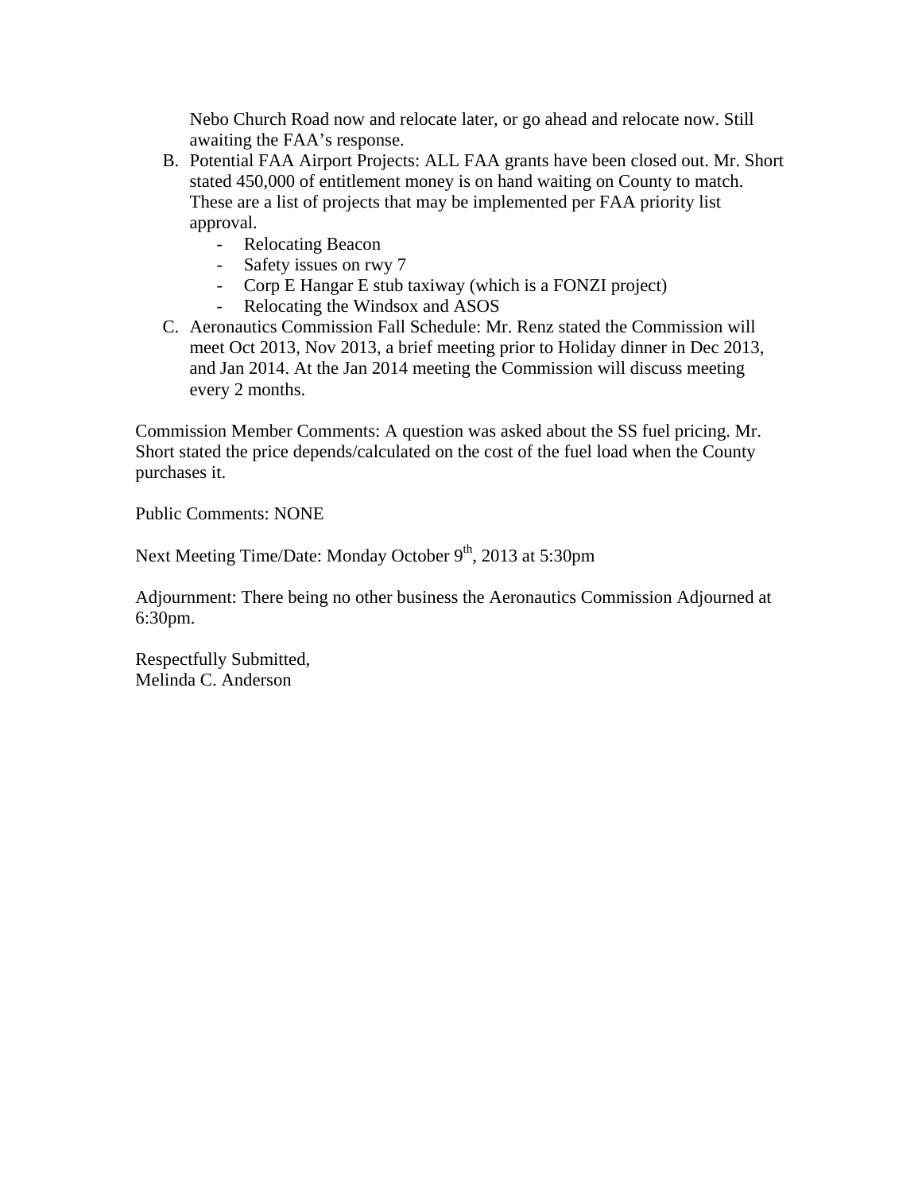Nebo Church Road now and relocate later, or go ahead and relocate now. Still awaiting the FAA's response.

B. Potential FAA Airport Projects: ALL FAA grants have been closed out. Mr. Short stated 450,000 of entitlement money is on hand waiting on County to match. These are a list of projects that may be implemented per FAA priority list approval.
   - Relocating Beacon
   - Safety issues on rwy 7
   - Corp E Hangar E stub taxiway (which is a FONZI project)
   - Relocating the Windsox and ASOS
C. Aeronautics Commission Fall Schedule: Mr. Renz stated the Commission will meet Oct 2013, Nov 2013, a brief meeting prior to Holiday dinner in Dec 2013, and Jan 2014. At the Jan 2014 meeting the Commission will discuss meeting every 2 months.

Commission Member Comments: A question was asked about the SS fuel pricing. Mr. Short stated the price depends/calculated on the cost of the fuel load when the County purchases it.

Public Comments: NONE

Next Meeting Time/Date: Monday October 9th, 2013 at 5:30pm

Adjournment: There being no other business the Aeronautics Commission Adjourned at 6:30pm.

Respectfully Submitted,
Melinda C. Anderson